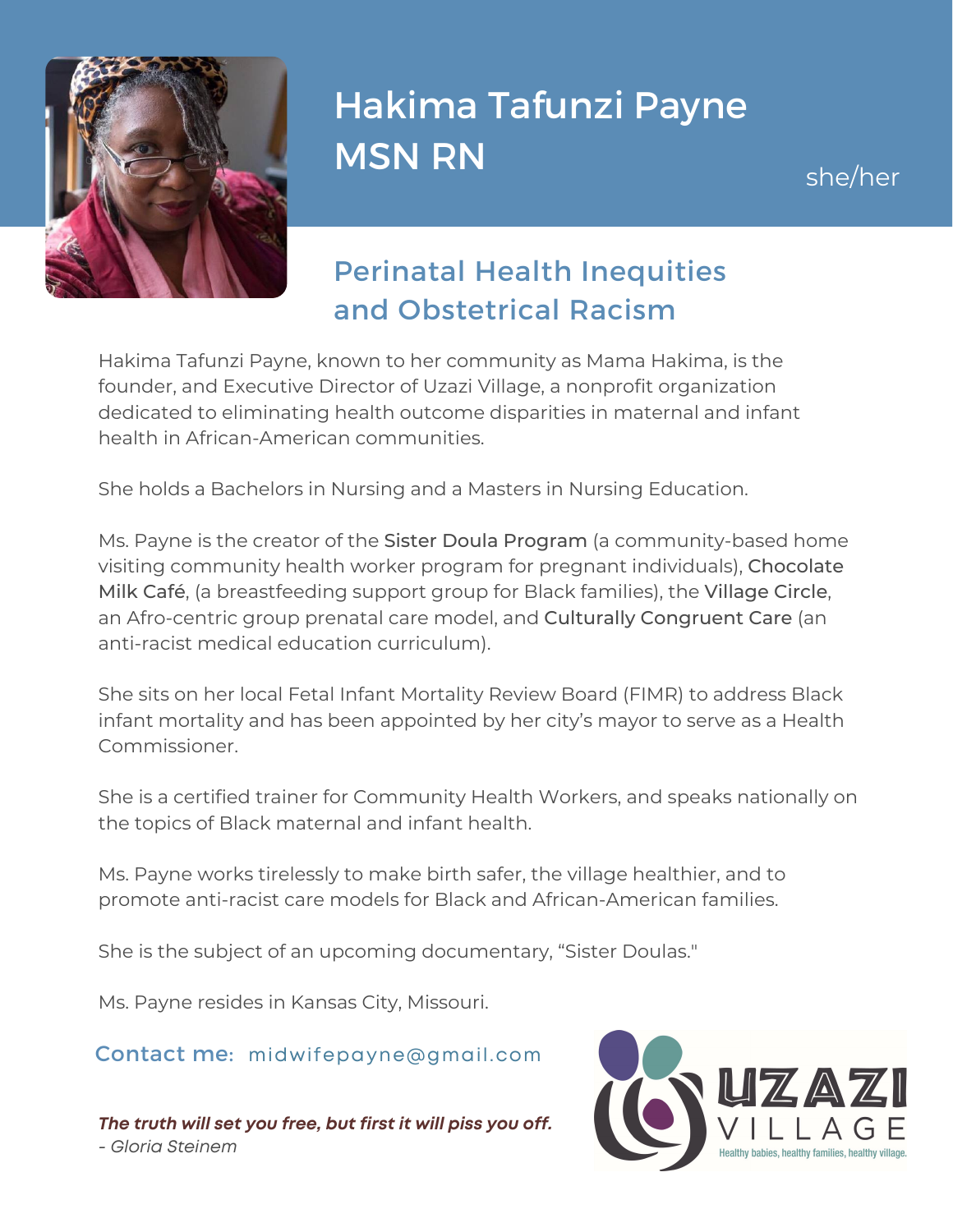# Hakima Tafunzi Payne MSN RN

she/her

## Perinatal Health Inequities and Obstetrical Racism

Hakima Tafunzi Payne, known to her community as Mama Hakima, is the founder, and Executive Director of Uzazi Village, a nonprofit organization dedicated to eliminating health outcome disparities in maternal and infant health in African-American communities.

She holds a Bachelors in Nursing and a Masters in Nursing Education.

Ms. Payne is the creator of the Sister Doula Program (a community-based home visiting community health worker program for pregnant individuals), Chocolate Milk Café, (a breastfeeding support group for Black families), the Village Circle, an Afro-centric group prenatal care model, and Culturally Congruent Care (an anti-racist medical education curriculum).

She sits on her local Fetal Infant Mortality Review Board (FIMR) to address Black infant mortality and has been appointed by her city's mayor to serve as a Health Commissioner.

She is a certified trainer for Community Health Workers, and speaks nationally on the topics of Black maternal and infant health.

Ms. Payne works tirelessly to make birth safer, the village healthier, and to promote anti-racist care models for Black and African-American families.

She is the subject of an upcoming documentary, "Sister Doulas."

Ms. Payne resides in Kansas City, Missouri.

**Contact me:** midwifepayne@gmail.com

***The truth will set you free, but first it will piss you off.***
*- Gloria Steinem*

UZAZI VILLAGE
Healthy babies, healthy families, healthy village.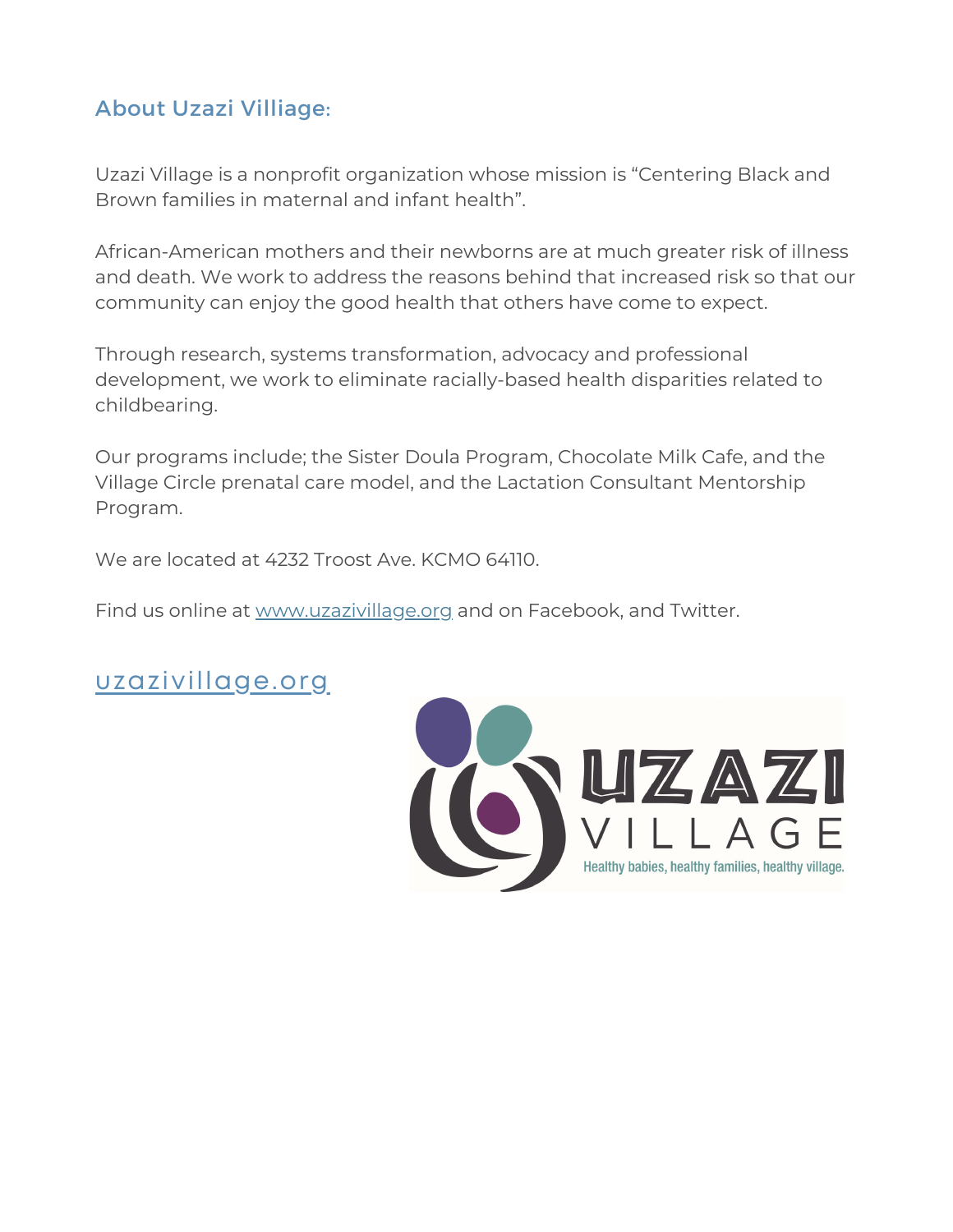## About Uzazi Villiage:

Uzazi Village is a nonprofit organization whose mission is “Centering Black and Brown families in maternal and infant health”.

African-American mothers and their newborns are at much greater risk of illness and death. We work to address the reasons behind that increased risk so that our community can enjoy the good health that others have come to expect.

Through research, systems transformation, advocacy and professional development, we work to eliminate racially-based health disparities related to childbearing.

Our programs include; the Sister Doula Program, Chocolate Milk Cafe, and the Village Circle prenatal care model, and the Lactation Consultant Mentorship Program.

We are located at 4232 Troost Ave. KCMO 64110.

Find us online at [www.uzazivillage.org](http://www.uzazivillage.org) and on Facebook, and Twitter.

[uzazivillage.org](http://uzazivillage.org)

UZAZI VILLAGE

Healthy babies, healthy families, healthy village.